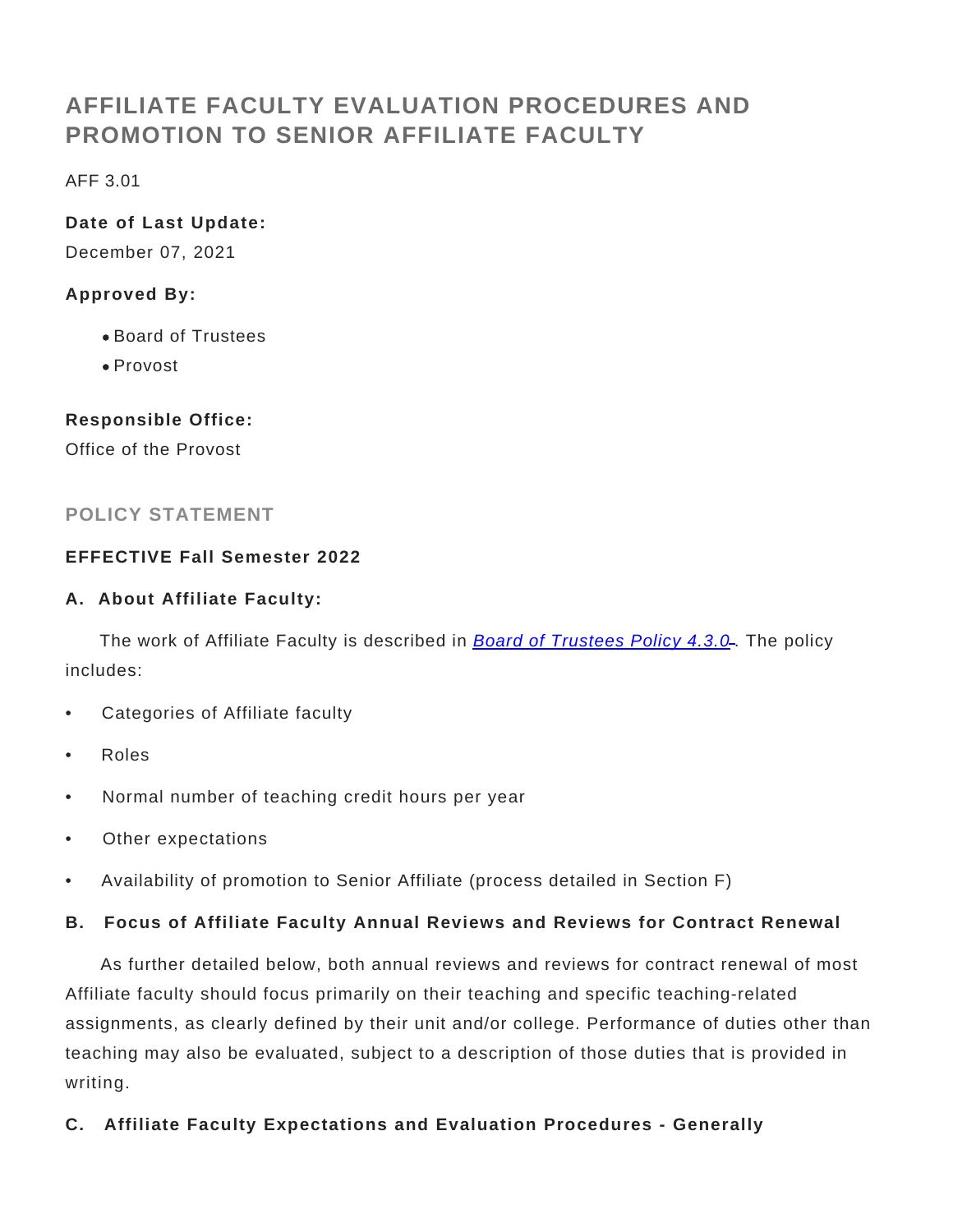# AFFILIATE FACULTY EVALUATION PROCEDURES AND PROMOTION TO SENIOR AFFILIATE FACULTY

AFF 3.01

**Date of Last Update:**

December 07, 2021

**Approved By:**

- Board of Trustees
- Provost

**Responsible Office:**

Office of the Provost

## POLICY STATEMENT

**EFFECTIVE Fall Semester 2022**

**A. About Affiliate Faculty:**

The work of Affiliate Faculty is described in *Board of Trustees Policy 4.3.0*. The policy includes:

- Categories of Affiliate faculty
- Roles
- Normal number of teaching credit hours per year
- Other expectations
- Availability of promotion to Senior Affiliate (process detailed in Section F)

**B. Focus of Affiliate Faculty Annual Reviews and Reviews for Contract Renewal**

As further detailed below, both annual reviews and reviews for contract renewal of most Affiliate faculty should focus primarily on their teaching and specific teaching-related assignments, as clearly defined by their unit and/or college. Performance of duties other than teaching may also be evaluated, subject to a description of those duties that is provided in writing.

**C. Affiliate Faculty Expectations and Evaluation Procedures - Generally**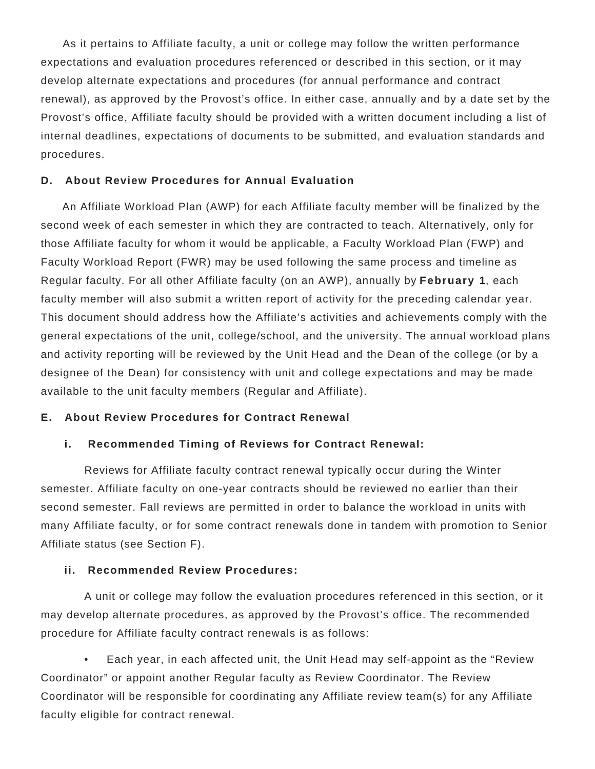As it pertains to Affiliate faculty, a unit or college may follow the written performance expectations and evaluation procedures referenced or described in this section, or it may develop alternate expectations and procedures (for annual performance and contract renewal), as approved by the Provost's office. In either case, annually and by a date set by the Provost's office, Affiliate faculty should be provided with a written document including a list of internal deadlines, expectations of documents to be submitted, and evaluation standards and procedures.

### D. About Review Procedures for Annual Evaluation

An Affiliate Workload Plan (AWP) for each Affiliate faculty member will be finalized by the second week of each semester in which they are contracted to teach. Alternatively, only for those Affiliate faculty for whom it would be applicable, a Faculty Workload Plan (FWP) and Faculty Workload Report (FWR) may be used following the same process and timeline as Regular faculty. For all other Affiliate faculty (on an AWP), annually by **February 1**, each faculty member will also submit a written report of activity for the preceding calendar year. This document should address how the Affiliate's activities and achievements comply with the general expectations of the unit, college/school, and the university. The annual workload plans and activity reporting will be reviewed by the Unit Head and the Dean of the college (or by a designee of the Dean) for consistency with unit and college expectations and may be made available to the unit faculty members (Regular and Affiliate).

### E. About Review Procedures for Contract Renewal

#### i. Recommended Timing of Reviews for Contract Renewal:

Reviews for Affiliate faculty contract renewal typically occur during the Winter semester. Affiliate faculty on one-year contracts should be reviewed no earlier than their second semester. Fall reviews are permitted in order to balance the workload in units with many Affiliate faculty, or for some contract renewals done in tandem with promotion to Senior Affiliate status (see Section F).

#### ii. Recommended Review Procedures:

A unit or college may follow the evaluation procedures referenced in this section, or it may develop alternate procedures, as approved by the Provost's office. The recommended procedure for Affiliate faculty contract renewals is as follows:

- Each year, in each affected unit, the Unit Head may self-appoint as the "Review Coordinator" or appoint another Regular faculty as Review Coordinator. The Review Coordinator will be responsible for coordinating any Affiliate review team(s) for any Affiliate faculty eligible for contract renewal.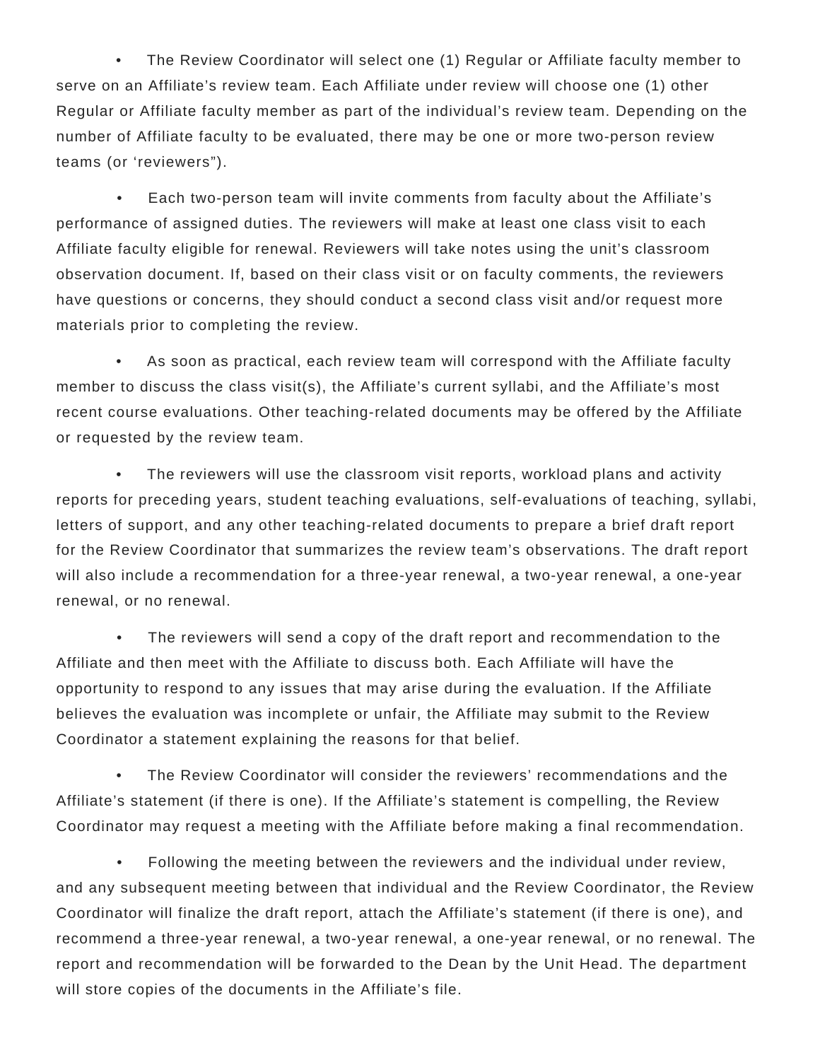- The Review Coordinator will select one (1) Regular or Affiliate faculty member to serve on an Affiliate's review team. Each Affiliate under review will choose one (1) other Regular or Affiliate faculty member as part of the individual's review team. Depending on the number of Affiliate faculty to be evaluated, there may be one or more two-person review teams (or 'reviewers").

- Each two-person team will invite comments from faculty about the Affiliate's performance of assigned duties. The reviewers will make at least one class visit to each Affiliate faculty eligible for renewal. Reviewers will take notes using the unit's classroom observation document. If, based on their class visit or on faculty comments, the reviewers have questions or concerns, they should conduct a second class visit and/or request more materials prior to completing the review.

- As soon as practical, each review team will correspond with the Affiliate faculty member to discuss the class visit(s), the Affiliate's current syllabi, and the Affiliate's most recent course evaluations. Other teaching-related documents may be offered by the Affiliate or requested by the review team.

- The reviewers will use the classroom visit reports, workload plans and activity reports for preceding years, student teaching evaluations, self-evaluations of teaching, syllabi, letters of support, and any other teaching-related documents to prepare a brief draft report for the Review Coordinator that summarizes the review team's observations. The draft report will also include a recommendation for a three-year renewal, a two-year renewal, a one-year renewal, or no renewal.

- The reviewers will send a copy of the draft report and recommendation to the Affiliate and then meet with the Affiliate to discuss both. Each Affiliate will have the opportunity to respond to any issues that may arise during the evaluation. If the Affiliate believes the evaluation was incomplete or unfair, the Affiliate may submit to the Review Coordinator a statement explaining the reasons for that belief.

- The Review Coordinator will consider the reviewers' recommendations and the Affiliate's statement (if there is one). If the Affiliate's statement is compelling, the Review Coordinator may request a meeting with the Affiliate before making a final recommendation.

- Following the meeting between the reviewers and the individual under review, and any subsequent meeting between that individual and the Review Coordinator, the Review Coordinator will finalize the draft report, attach the Affiliate's statement (if there is one), and recommend a three-year renewal, a two-year renewal, a one-year renewal, or no renewal. The report and recommendation will be forwarded to the Dean by the Unit Head. The department will store copies of the documents in the Affiliate's file.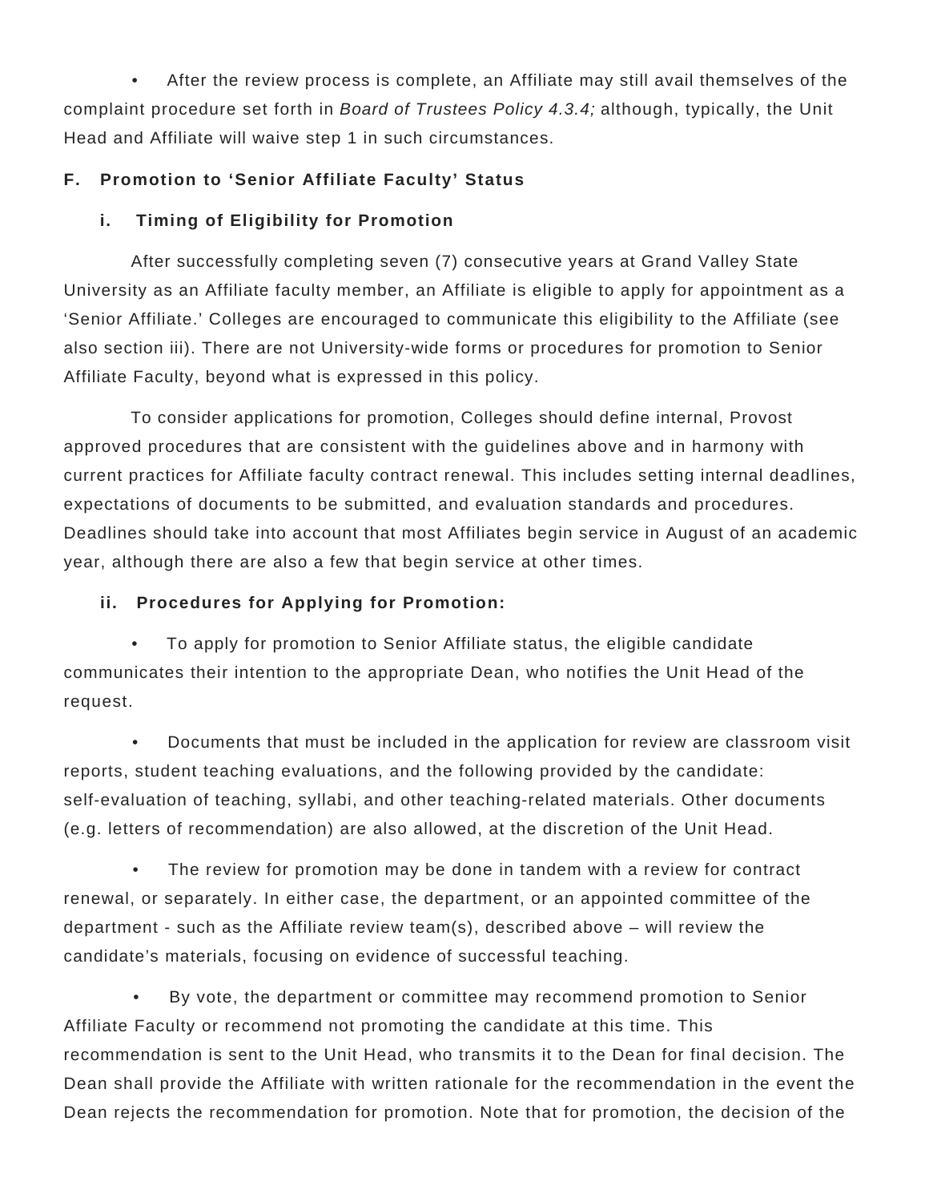- After the review process is complete, an Affiliate may still avail themselves of the complaint procedure set forth in *Board of Trustees Policy 4.3.4;* although, typically, the Unit Head and Affiliate will waive step 1 in such circumstances.

### F. Promotion to 'Senior Affiliate Faculty' Status

#### i. Timing of Eligibility for Promotion

After successfully completing seven (7) consecutive years at Grand Valley State University as an Affiliate faculty member, an Affiliate is eligible to apply for appointment as a 'Senior Affiliate.' Colleges are encouraged to communicate this eligibility to the Affiliate (see also section iii). There are not University-wide forms or procedures for promotion to Senior Affiliate Faculty, beyond what is expressed in this policy.

To consider applications for promotion, Colleges should define internal, Provost approved procedures that are consistent with the guidelines above and in harmony with current practices for Affiliate faculty contract renewal. This includes setting internal deadlines, expectations of documents to be submitted, and evaluation standards and procedures. Deadlines should take into account that most Affiliates begin service in August of an academic year, although there are also a few that begin service at other times.

#### ii. Procedures for Applying for Promotion:

- To apply for promotion to Senior Affiliate status, the eligible candidate communicates their intention to the appropriate Dean, who notifies the Unit Head of the request.
- Documents that must be included in the application for review are classroom visit reports, student teaching evaluations, and the following provided by the candidate: self-evaluation of teaching, syllabi, and other teaching-related materials. Other documents (e.g. letters of recommendation) are also allowed, at the discretion of the Unit Head.
- The review for promotion may be done in tandem with a review for contract renewal, or separately. In either case, the department, or an appointed committee of the department - such as the Affiliate review team(s), described above – will review the candidate's materials, focusing on evidence of successful teaching.
- By vote, the department or committee may recommend promotion to Senior Affiliate Faculty or recommend not promoting the candidate at this time. This recommendation is sent to the Unit Head, who transmits it to the Dean for final decision. The Dean shall provide the Affiliate with written rationale for the recommendation in the event the Dean rejects the recommendation for promotion. Note that for promotion, the decision of the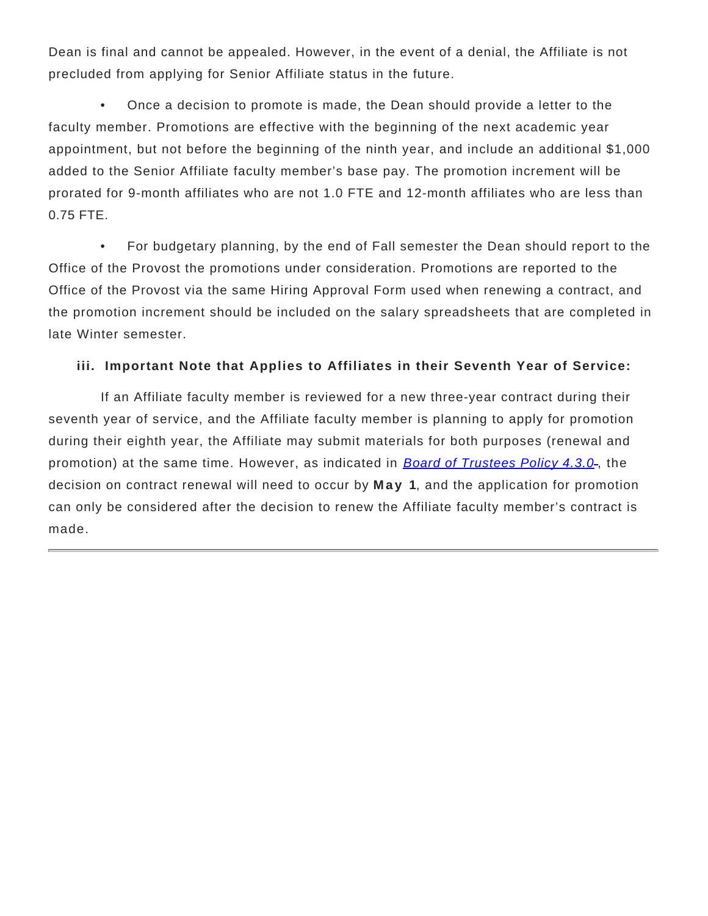Dean is final and cannot be appealed. However, in the event of a denial, the Affiliate is not precluded from applying for Senior Affiliate status in the future.

- Once a decision to promote is made, the Dean should provide a letter to the faculty member. Promotions are effective with the beginning of the next academic year appointment, but not before the beginning of the ninth year, and include an additional $1,000 added to the Senior Affiliate faculty member's base pay. The promotion increment will be prorated for 9-month affiliates who are not 1.0 FTE and 12-month affiliates who are less than 0.75 FTE.

- For budgetary planning, by the end of Fall semester the Dean should report to the Office of the Provost the promotions under consideration. Promotions are reported to the Office of the Provost via the same Hiring Approval Form used when renewing a contract, and the promotion increment should be included on the salary spreadsheets that are completed in late Winter semester.

### iii. Important Note that Applies to Affiliates in their Seventh Year of Service:

If an Affiliate faculty member is reviewed for a new three-year contract during their seventh year of service, and the Affiliate faculty member is planning to apply for promotion during their eighth year, the Affiliate may submit materials for both purposes (renewal and promotion) at the same time. However, as indicated in *Board of Trustees Policy 4.3.0*, the decision on contract renewal will need to occur by **May 1**, and the application for promotion can only be considered after the decision to renew the Affiliate faculty member's contract is made.

---